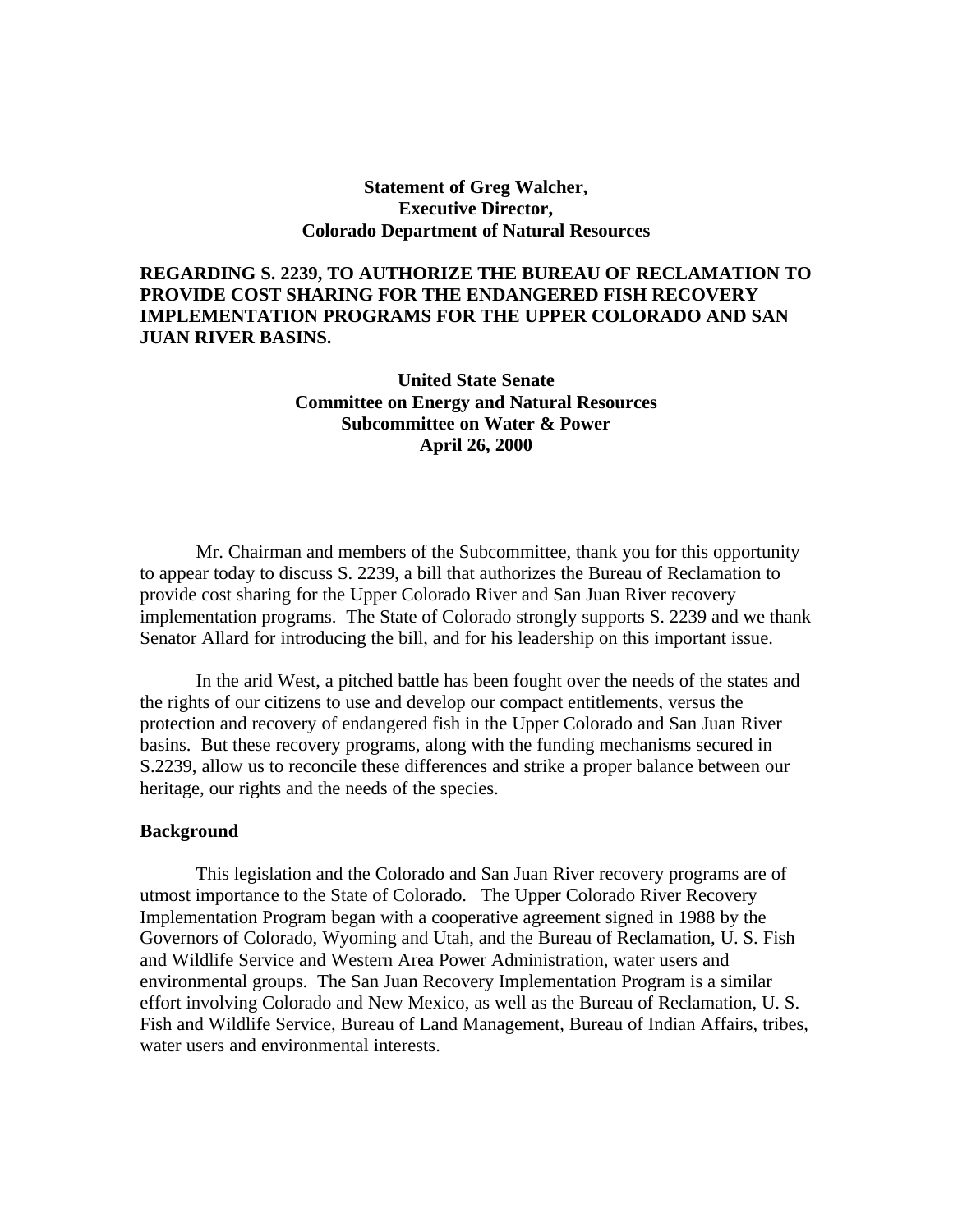**Statement of Greg Walcher,**
**Executive Director,**
**Colorado Department of Natural Resources**

**REGARDING S. 2239, TO AUTHORIZE THE BUREAU OF RECLAMATION TO PROVIDE COST SHARING FOR THE ENDANGERED FISH RECOVERY IMPLEMENTATION PROGRAMS FOR THE UPPER COLORADO AND SAN JUAN RIVER BASINS.**

**United State Senate**
**Committee on Energy and Natural Resources**
**Subcommittee on Water & Power**
**April 26, 2000**

Mr. Chairman and members of the Subcommittee, thank you for this opportunity to appear today to discuss S. 2239, a bill that authorizes the Bureau of Reclamation to provide cost sharing for the Upper Colorado River and San Juan River recovery implementation programs. The State of Colorado strongly supports S. 2239 and we thank Senator Allard for introducing the bill, and for his leadership on this important issue.

In the arid West, a pitched battle has been fought over the needs of the states and the rights of our citizens to use and develop our compact entitlements, versus the protection and recovery of endangered fish in the Upper Colorado and San Juan River basins. But these recovery programs, along with the funding mechanisms secured in S.2239, allow us to reconcile these differences and strike a proper balance between our heritage, our rights and the needs of the species.

**Background**

This legislation and the Colorado and San Juan River recovery programs are of utmost importance to the State of Colorado. The Upper Colorado River Recovery Implementation Program began with a cooperative agreement signed in 1988 by the Governors of Colorado, Wyoming and Utah, and the Bureau of Reclamation, U. S. Fish and Wildlife Service and Western Area Power Administration, water users and environmental groups. The San Juan Recovery Implementation Program is a similar effort involving Colorado and New Mexico, as well as the Bureau of Reclamation, U. S. Fish and Wildlife Service, Bureau of Land Management, Bureau of Indian Affairs, tribes, water users and environmental interests.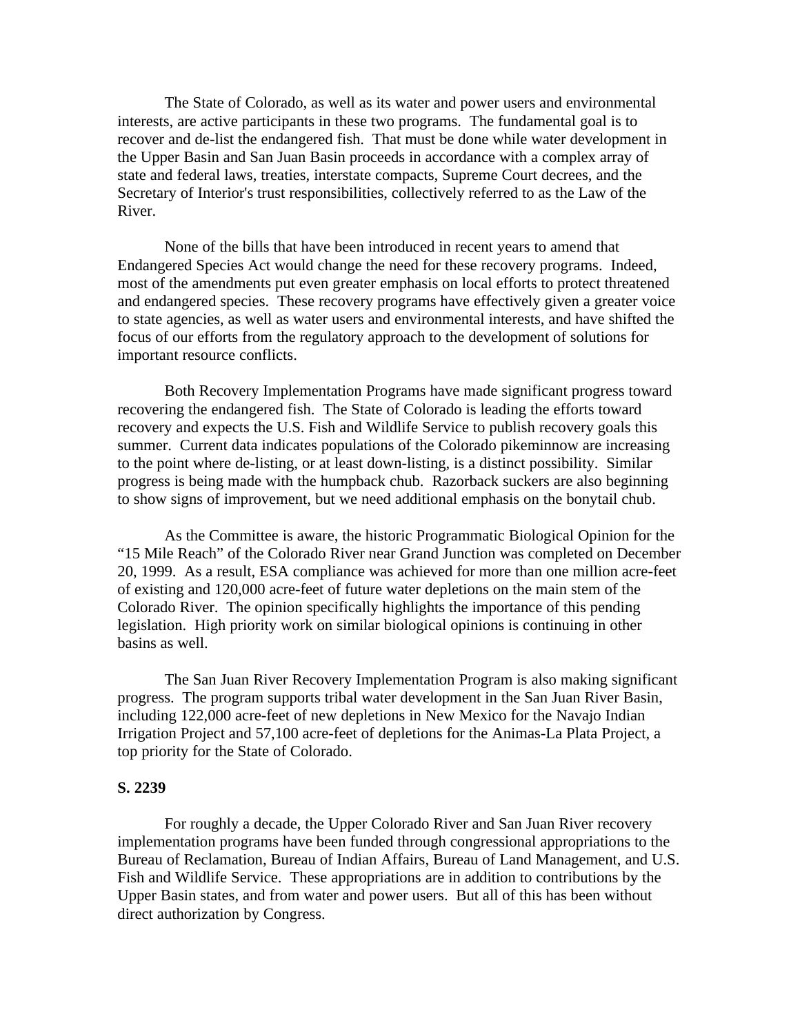The State of Colorado, as well as its water and power users and environmental interests, are active participants in these two programs. The fundamental goal is to recover and de-list the endangered fish. That must be done while water development in the Upper Basin and San Juan Basin proceeds in accordance with a complex array of state and federal laws, treaties, interstate compacts, Supreme Court decrees, and the Secretary of Interior's trust responsibilities, collectively referred to as the Law of the River.

None of the bills that have been introduced in recent years to amend that Endangered Species Act would change the need for these recovery programs. Indeed, most of the amendments put even greater emphasis on local efforts to protect threatened and endangered species. These recovery programs have effectively given a greater voice to state agencies, as well as water users and environmental interests, and have shifted the focus of our efforts from the regulatory approach to the development of solutions for important resource conflicts.

Both Recovery Implementation Programs have made significant progress toward recovering the endangered fish. The State of Colorado is leading the efforts toward recovery and expects the U.S. Fish and Wildlife Service to publish recovery goals this summer. Current data indicates populations of the Colorado pikeminnow are increasing to the point where de-listing, or at least down-listing, is a distinct possibility. Similar progress is being made with the humpback chub. Razorback suckers are also beginning to show signs of improvement, but we need additional emphasis on the bonytail chub.

As the Committee is aware, the historic Programmatic Biological Opinion for the "15 Mile Reach" of the Colorado River near Grand Junction was completed on December 20, 1999. As a result, ESA compliance was achieved for more than one million acre-feet of existing and 120,000 acre-feet of future water depletions on the main stem of the Colorado River. The opinion specifically highlights the importance of this pending legislation. High priority work on similar biological opinions is continuing in other basins as well.

The San Juan River Recovery Implementation Program is also making significant progress. The program supports tribal water development in the San Juan River Basin, including 122,000 acre-feet of new depletions in New Mexico for the Navajo Indian Irrigation Project and 57,100 acre-feet of depletions for the Animas-La Plata Project, a top priority for the State of Colorado.

**S. 2239**

For roughly a decade, the Upper Colorado River and San Juan River recovery implementation programs have been funded through congressional appropriations to the Bureau of Reclamation, Bureau of Indian Affairs, Bureau of Land Management, and U.S. Fish and Wildlife Service. These appropriations are in addition to contributions by the Upper Basin states, and from water and power users. But all of this has been without direct authorization by Congress.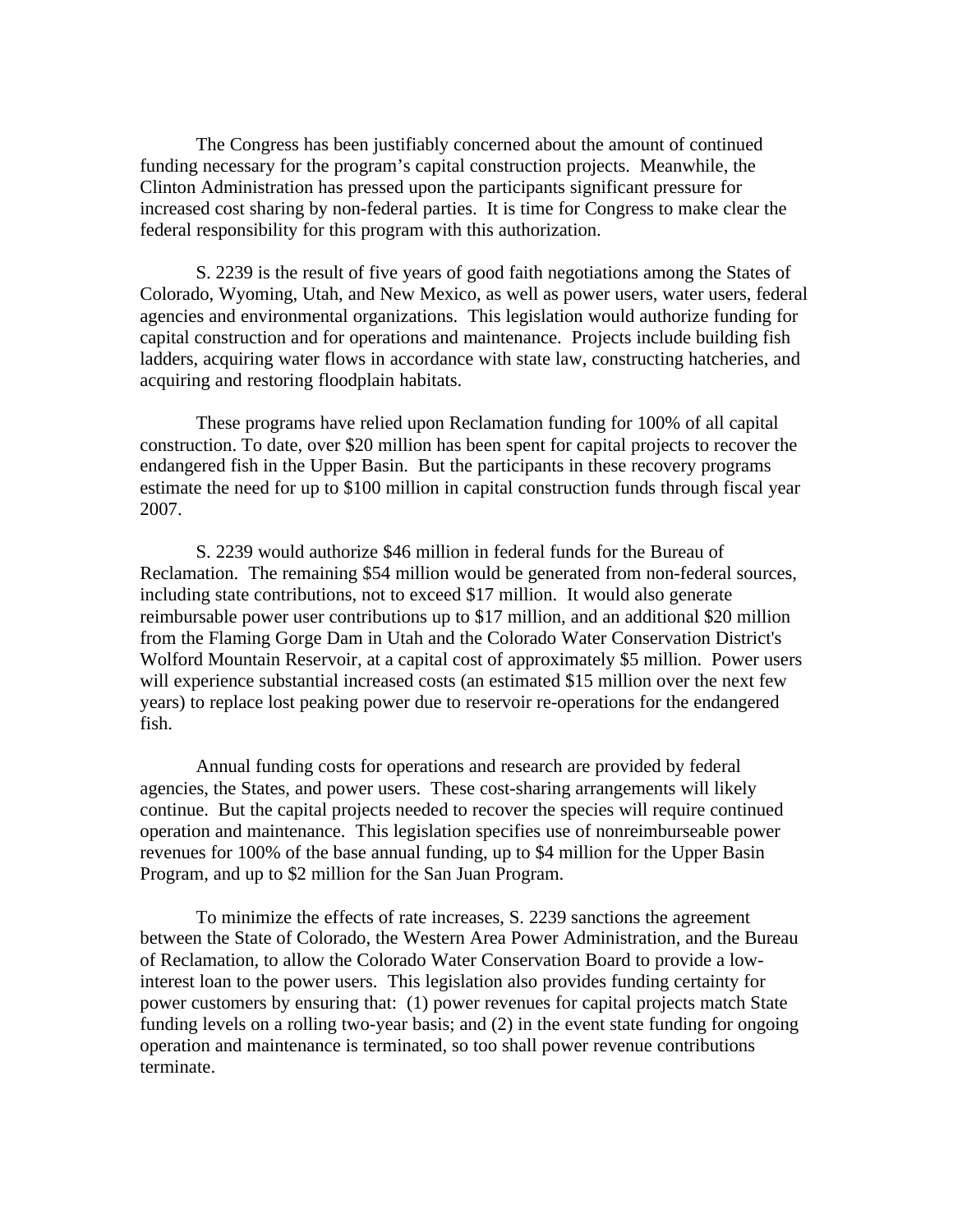The Congress has been justifiably concerned about the amount of continued funding necessary for the program's capital construction projects. Meanwhile, the Clinton Administration has pressed upon the participants significant pressure for increased cost sharing by non-federal parties. It is time for Congress to make clear the federal responsibility for this program with this authorization.

S. 2239 is the result of five years of good faith negotiations among the States of Colorado, Wyoming, Utah, and New Mexico, as well as power users, water users, federal agencies and environmental organizations. This legislation would authorize funding for capital construction and for operations and maintenance. Projects include building fish ladders, acquiring water flows in accordance with state law, constructing hatcheries, and acquiring and restoring floodplain habitats.

These programs have relied upon Reclamation funding for 100% of all capital construction. To date, over $20 million has been spent for capital projects to recover the endangered fish in the Upper Basin. But the participants in these recovery programs estimate the need for up to $100 million in capital construction funds through fiscal year 2007.

S. 2239 would authorize $46 million in federal funds for the Bureau of Reclamation. The remaining $54 million would be generated from non-federal sources, including state contributions, not to exceed $17 million. It would also generate reimbursable power user contributions up to $17 million, and an additional $20 million from the Flaming Gorge Dam in Utah and the Colorado Water Conservation District's Wolford Mountain Reservoir, at a capital cost of approximately $5 million. Power users will experience substantial increased costs (an estimated $15 million over the next few years) to replace lost peaking power due to reservoir re-operations for the endangered fish.

Annual funding costs for operations and research are provided by federal agencies, the States, and power users. These cost-sharing arrangements will likely continue. But the capital projects needed to recover the species will require continued operation and maintenance. This legislation specifies use of nonreimburseable power revenues for 100% of the base annual funding, up to $4 million for the Upper Basin Program, and up to $2 million for the San Juan Program.

To minimize the effects of rate increases, S. 2239 sanctions the agreement between the State of Colorado, the Western Area Power Administration, and the Bureau of Reclamation, to allow the Colorado Water Conservation Board to provide a low-interest loan to the power users. This legislation also provides funding certainty for power customers by ensuring that: (1) power revenues for capital projects match State funding levels on a rolling two-year basis; and (2) in the event state funding for ongoing operation and maintenance is terminated, so too shall power revenue contributions terminate.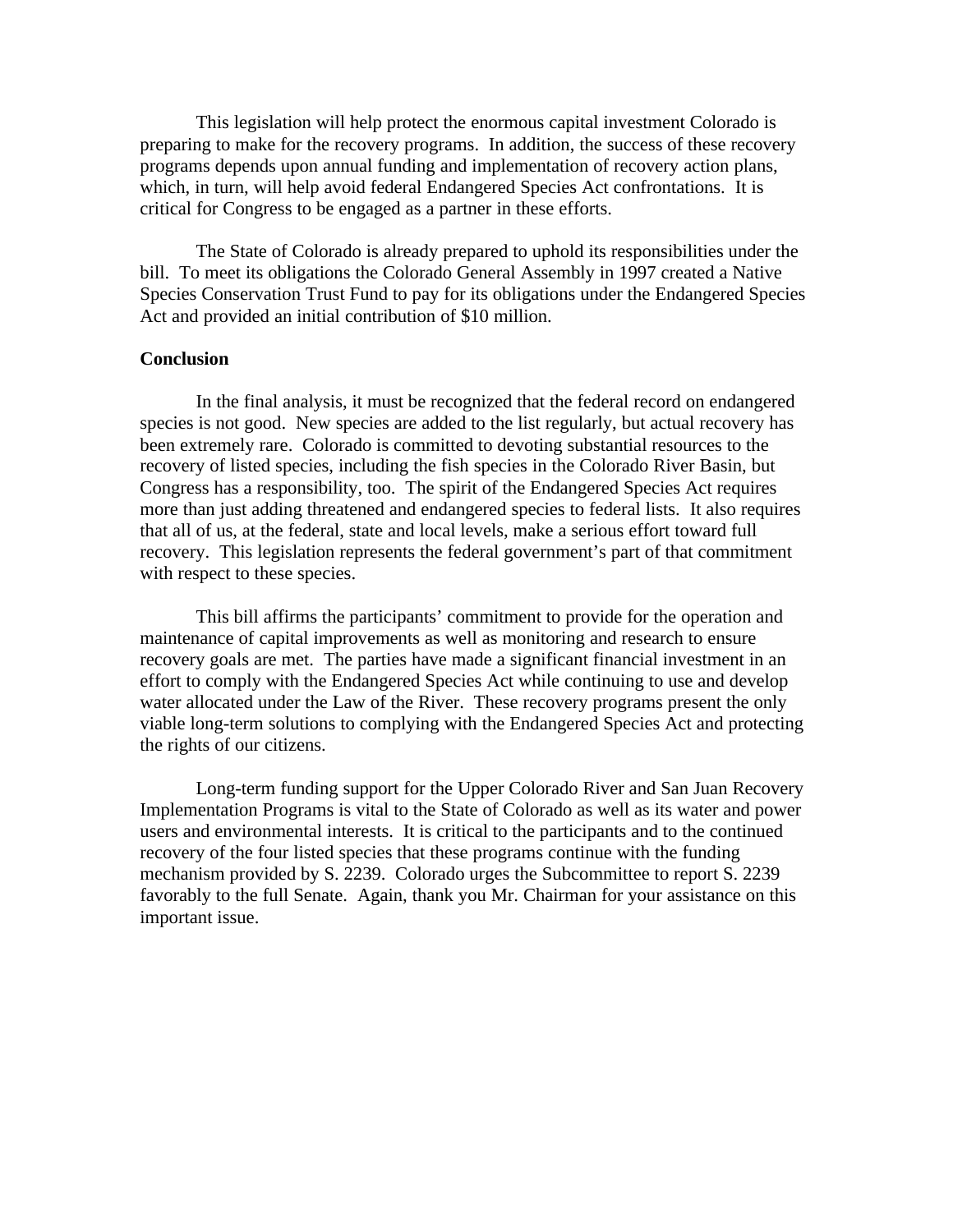This legislation will help protect the enormous capital investment Colorado is preparing to make for the recovery programs. In addition, the success of these recovery programs depends upon annual funding and implementation of recovery action plans, which, in turn, will help avoid federal Endangered Species Act confrontations. It is critical for Congress to be engaged as a partner in these efforts.

The State of Colorado is already prepared to uphold its responsibilities under the bill. To meet its obligations the Colorado General Assembly in 1997 created a Native Species Conservation Trust Fund to pay for its obligations under the Endangered Species Act and provided an initial contribution of $10 million.

**Conclusion**

In the final analysis, it must be recognized that the federal record on endangered species is not good. New species are added to the list regularly, but actual recovery has been extremely rare. Colorado is committed to devoting substantial resources to the recovery of listed species, including the fish species in the Colorado River Basin, but Congress has a responsibility, too. The spirit of the Endangered Species Act requires more than just adding threatened and endangered species to federal lists. It also requires that all of us, at the federal, state and local levels, make a serious effort toward full recovery. This legislation represents the federal government's part of that commitment with respect to these species.

This bill affirms the participants' commitment to provide for the operation and maintenance of capital improvements as well as monitoring and research to ensure recovery goals are met. The parties have made a significant financial investment in an effort to comply with the Endangered Species Act while continuing to use and develop water allocated under the Law of the River. These recovery programs present the only viable long-term solutions to complying with the Endangered Species Act and protecting the rights of our citizens.

Long-term funding support for the Upper Colorado River and San Juan Recovery Implementation Programs is vital to the State of Colorado as well as its water and power users and environmental interests. It is critical to the participants and to the continued recovery of the four listed species that these programs continue with the funding mechanism provided by S. 2239. Colorado urges the Subcommittee to report S. 2239 favorably to the full Senate. Again, thank you Mr. Chairman for your assistance on this important issue.